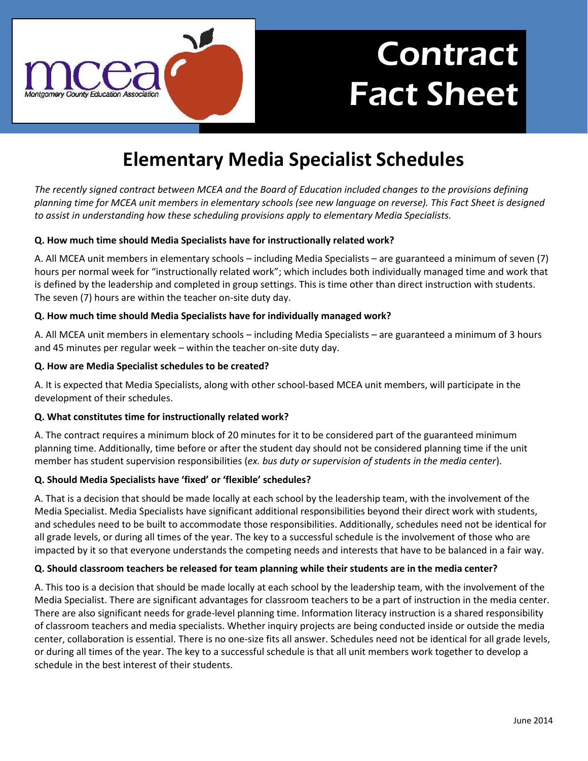mcea

Montgomery County Education Association

# Contract Fact Sheet

## Elementary Media Specialist Schedules

*The recently signed contract between MCEA and the Board of Education included changes to the provisions defining planning time for MCEA unit members in elementary schools (see new language on reverse). This Fact Sheet is designed to assist in understanding how these scheduling provisions apply to elementary Media Specialists.*

**Q. How much time should Media Specialists have for instructionally related work?**

A. All MCEA unit members in elementary schools – including Media Specialists – are guaranteed a minimum of seven (7) hours per normal week for "instructionally related work"; which includes both individually managed time and work that is defined by the leadership and completed in group settings. This is time other than direct instruction with students. The seven (7) hours are within the teacher on-site duty day.

**Q. How much time should Media Specialists have for individually managed work?**

A. All MCEA unit members in elementary schools – including Media Specialists – are guaranteed a minimum of 3 hours and 45 minutes per regular week – within the teacher on-site duty day.

**Q. How are Media Specialist schedules to be created?**

A. It is expected that Media Specialists, along with other school-based MCEA unit members, will participate in the development of their schedules.

**Q. What constitutes time for instructionally related work?**

A. The contract requires a minimum block of 20 minutes for it to be considered part of the guaranteed minimum planning time. Additionally, time before or after the student day should not be considered planning time if the unit member has student supervision responsibilities (*ex. bus duty or supervision of students in the media center*).

**Q. Should Media Specialists have 'fixed' or 'flexible' schedules?**

A. That is a decision that should be made locally at each school by the leadership team, with the involvement of the Media Specialist. Media Specialists have significant additional responsibilities beyond their direct work with students, and schedules need to be built to accommodate those responsibilities. Additionally, schedules need not be identical for all grade levels, or during all times of the year. The key to a successful schedule is the involvement of those who are impacted by it so that everyone understands the competing needs and interests that have to be balanced in a fair way.

**Q. Should classroom teachers be released for team planning while their students are in the media center?**

A. This too is a decision that should be made locally at each school by the leadership team, with the involvement of the Media Specialist. There are significant advantages for classroom teachers to be a part of instruction in the media center. There are also significant needs for grade-level planning time. Information literacy instruction is a shared responsibility of classroom teachers and media specialists. Whether inquiry projects are being conducted inside or outside the media center, collaboration is essential. There is no one-size fits all answer. Schedules need not be identical for all grade levels, or during all times of the year. The key to a successful schedule is that all unit members work together to develop a schedule in the best interest of their students.

June 2014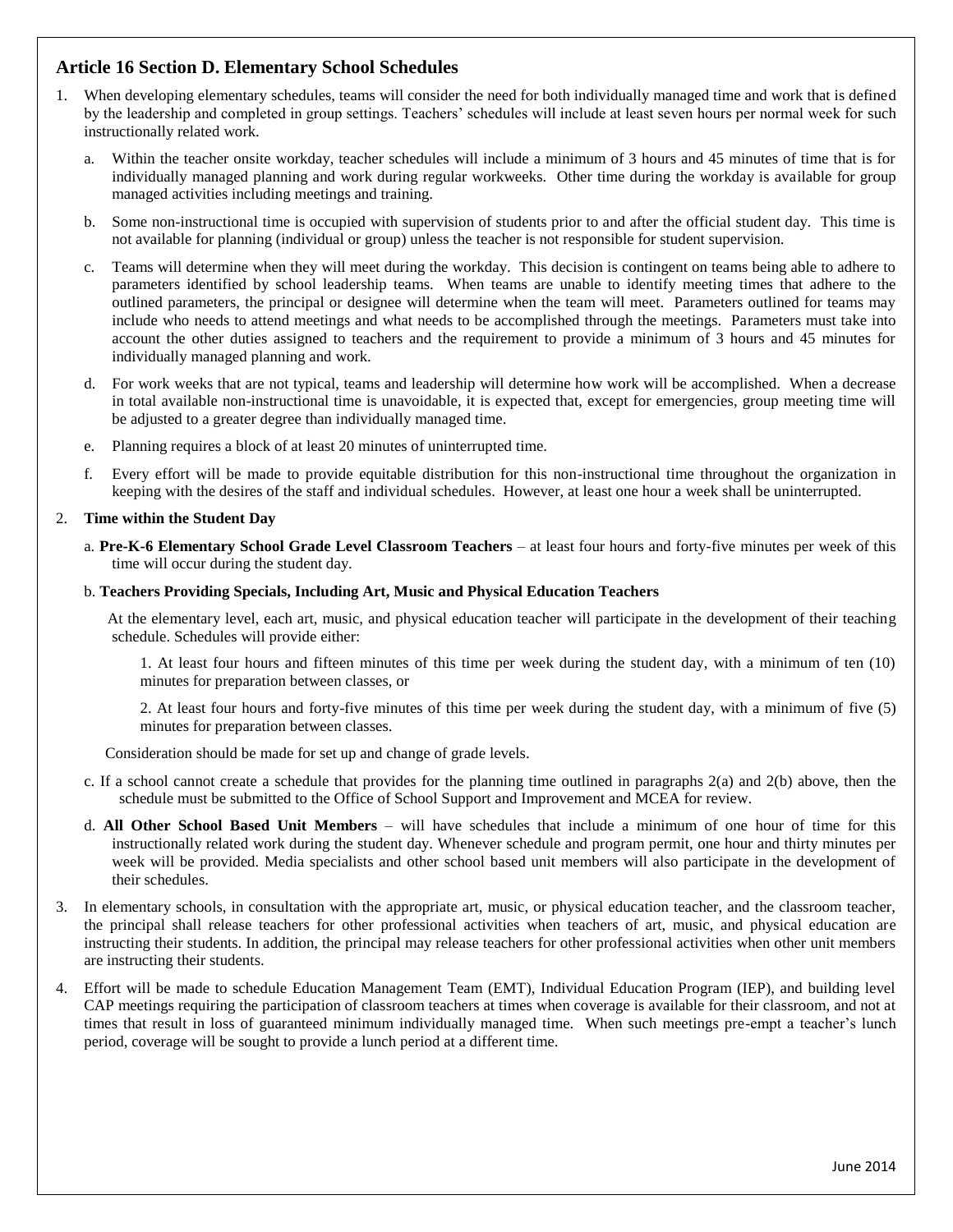## Article 16 Section D. Elementary School Schedules

1. When developing elementary schedules, teams will consider the need for both individually managed time and work that is defined by the leadership and completed in group settings. Teachers' schedules will include at least seven hours per normal week for such instructionally related work.

   a. Within the teacher onsite workday, teacher schedules will include a minimum of 3 hours and 45 minutes of time that is for individually managed planning and work during regular workweeks. Other time during the workday is available for group managed activities including meetings and training.

   b. Some non-instructional time is occupied with supervision of students prior to and after the official student day. This time is not available for planning (individual or group) unless the teacher is not responsible for student supervision.

   c. Teams will determine when they will meet during the workday. This decision is contingent on teams being able to adhere to parameters identified by school leadership teams. When teams are unable to identify meeting times that adhere to the outlined parameters, the principal or designee will determine when the team will meet. Parameters outlined for teams may include who needs to attend meetings and what needs to be accomplished through the meetings. Parameters must take into account the other duties assigned to teachers and the requirement to provide a minimum of 3 hours and 45 minutes for individually managed planning and work.

   d. For work weeks that are not typical, teams and leadership will determine how work will be accomplished. When a decrease in total available non-instructional time is unavoidable, it is expected that, except for emergencies, group meeting time will be adjusted to a greater degree than individually managed time.

   e. Planning requires a block of at least 20 minutes of uninterrupted time.

   f. Every effort will be made to provide equitable distribution for this non-instructional time throughout the organization in keeping with the desires of the staff and individual schedules. However, at least one hour a week shall be uninterrupted.

2. **Time within the Student Day**

   a. **Pre-K-6 Elementary School Grade Level Classroom Teachers** – at least four hours and forty-five minutes per week of this time will occur during the student day.

   b. **Teachers Providing Specials, Including Art, Music and Physical Education Teachers**

   At the elementary level, each art, music, and physical education teacher will participate in the development of their teaching schedule. Schedules will provide either:

   1. At least four hours and fifteen minutes of this time per week during the student day, with a minimum of ten (10) minutes for preparation between classes, or

   2. At least four hours and forty-five minutes of this time per week during the student day, with a minimum of five (5) minutes for preparation between classes.

   Consideration should be made for set up and change of grade levels.

   c. If a school cannot create a schedule that provides for the planning time outlined in paragraphs 2(a) and 2(b) above, then the schedule must be submitted to the Office of School Support and Improvement and MCEA for review.

   d. **All Other School Based Unit Members** – will have schedules that include a minimum of one hour of time for this instructionally related work during the student day. Whenever schedule and program permit, one hour and thirty minutes per week will be provided. Media specialists and other school based unit members will also participate in the development of their schedules.

3. In elementary schools, in consultation with the appropriate art, music, or physical education teacher, and the classroom teacher, the principal shall release teachers for other professional activities when teachers of art, music, and physical education are instructing their students. In addition, the principal may release teachers for other professional activities when other unit members are instructing their students.

4. Effort will be made to schedule Education Management Team (EMT), Individual Education Program (IEP), and building level CAP meetings requiring the participation of classroom teachers at times when coverage is available for their classroom, and not at times that result in loss of guaranteed minimum individually managed time. When such meetings pre-empt a teacher's lunch period, coverage will be sought to provide a lunch period at a different time.

June 2014